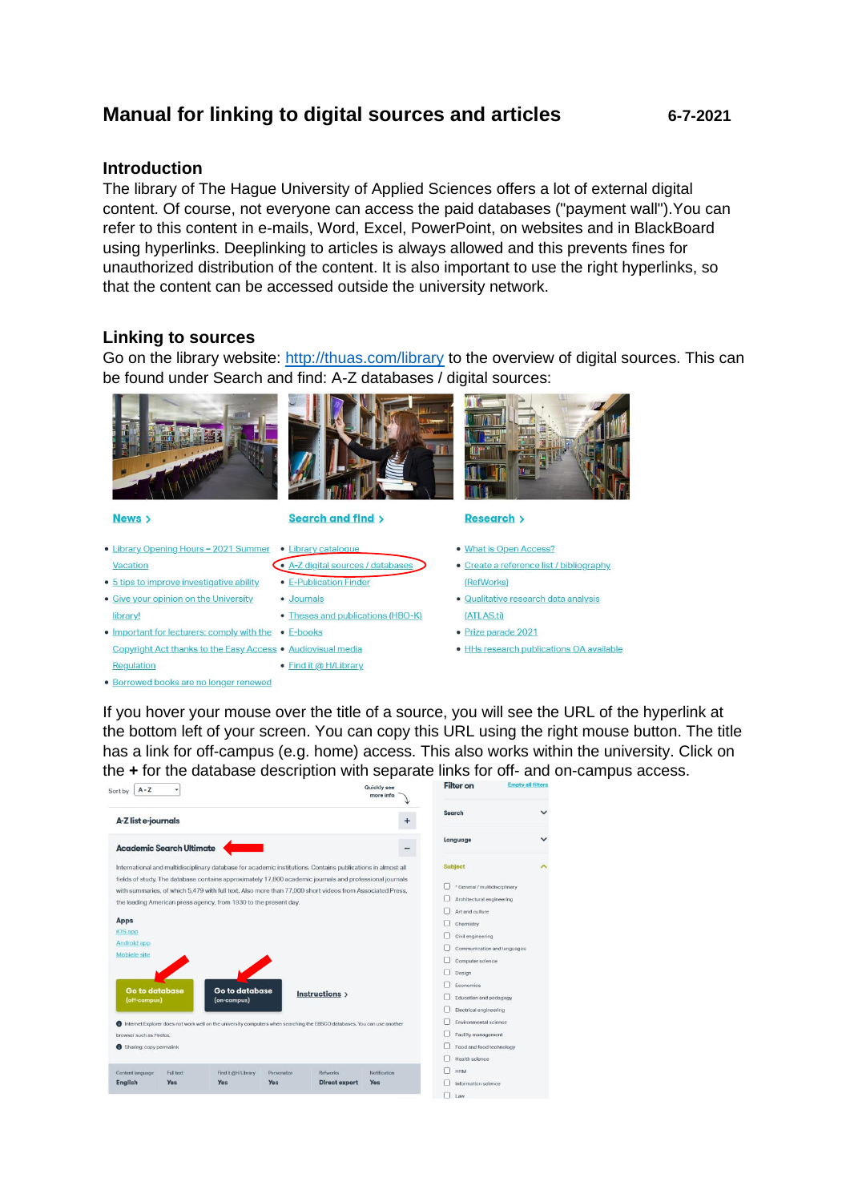# Manual for linking to digital sources and articles

6-7-2021

## Introduction

The library of The Hague University of Applied Sciences offers a lot of external digital content. Of course, not everyone can access the paid databases ("payment wall").You can refer to this content in e-mails, Word, Excel, PowerPoint, on websites and in BlackBoard using hyperlinks. Deeplinking to articles is always allowed and this prevents fines for unauthorized distribution of the content. It is also important to use the right hyperlinks, so that the content can be accessed outside the university network.

## Linking to sources

Go on the library website: http://thuas.com/library to the overview of digital sources. This can be found under Search and find: A-Z databases / digital sources:

If you hover your mouse over the title of a source, you will see the URL of the hyperlink at the bottom left of your screen. You can copy this URL using the right mouse button. The title has a link for off-campus (e.g. home) access. This also works within the university. Click on the **+** for the database description with separate links for off- and on-campus access.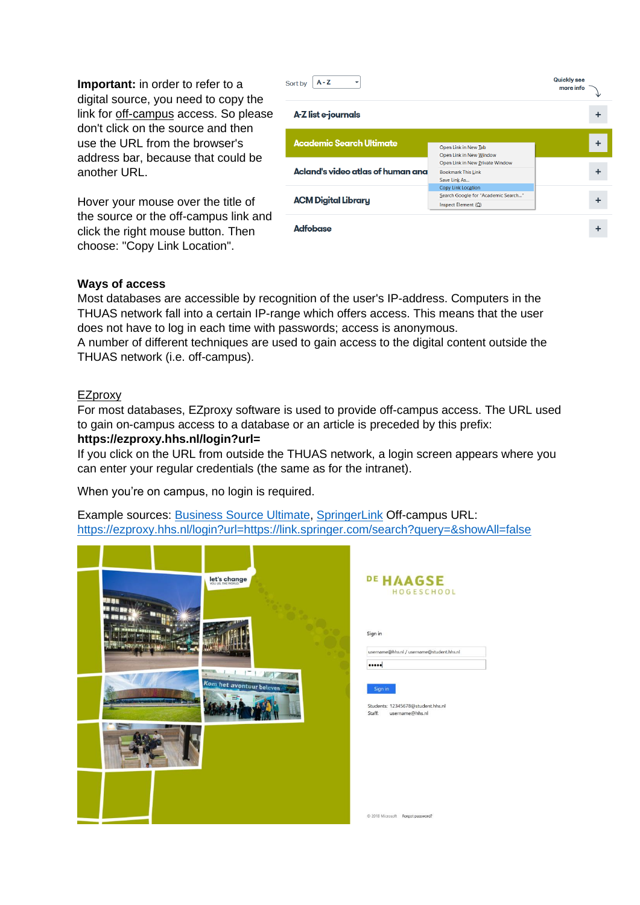**Important:** in order to refer to a digital source, you need to copy the link for off-campus access. So please don't click on the source and then use the URL from the browser's address bar, because that could be another URL.

Hover your mouse over the title of the source or the off-campus link and click the right mouse button. Then choose: "Copy Link Location".

**Ways of access**

Most databases are accessible by recognition of the user's IP-address. Computers in the THUAS network fall into a certain IP-range which offers access. This means that the user does not have to log in each time with passwords; access is anonymous.
A number of different techniques are used to gain access to the digital content outside the THUAS network (i.e. off-campus).

EZproxy

For most databases, EZproxy software is used to provide off-campus access. The URL used to gain on-campus access to a database or an article is preceded by this prefix:
**https://ezproxy.hhs.nl/login?url=**
If you click on the URL from outside the THUAS network, a login screen appears where you can enter your regular credentials (the same as for the intranet).

When you're on campus, no login is required.

Example sources: Business Source Ultimate, SpringerLink Off-campus URL:
https://ezproxy.hhs.nl/login?url=https://link.springer.com/search?query=&showAll=false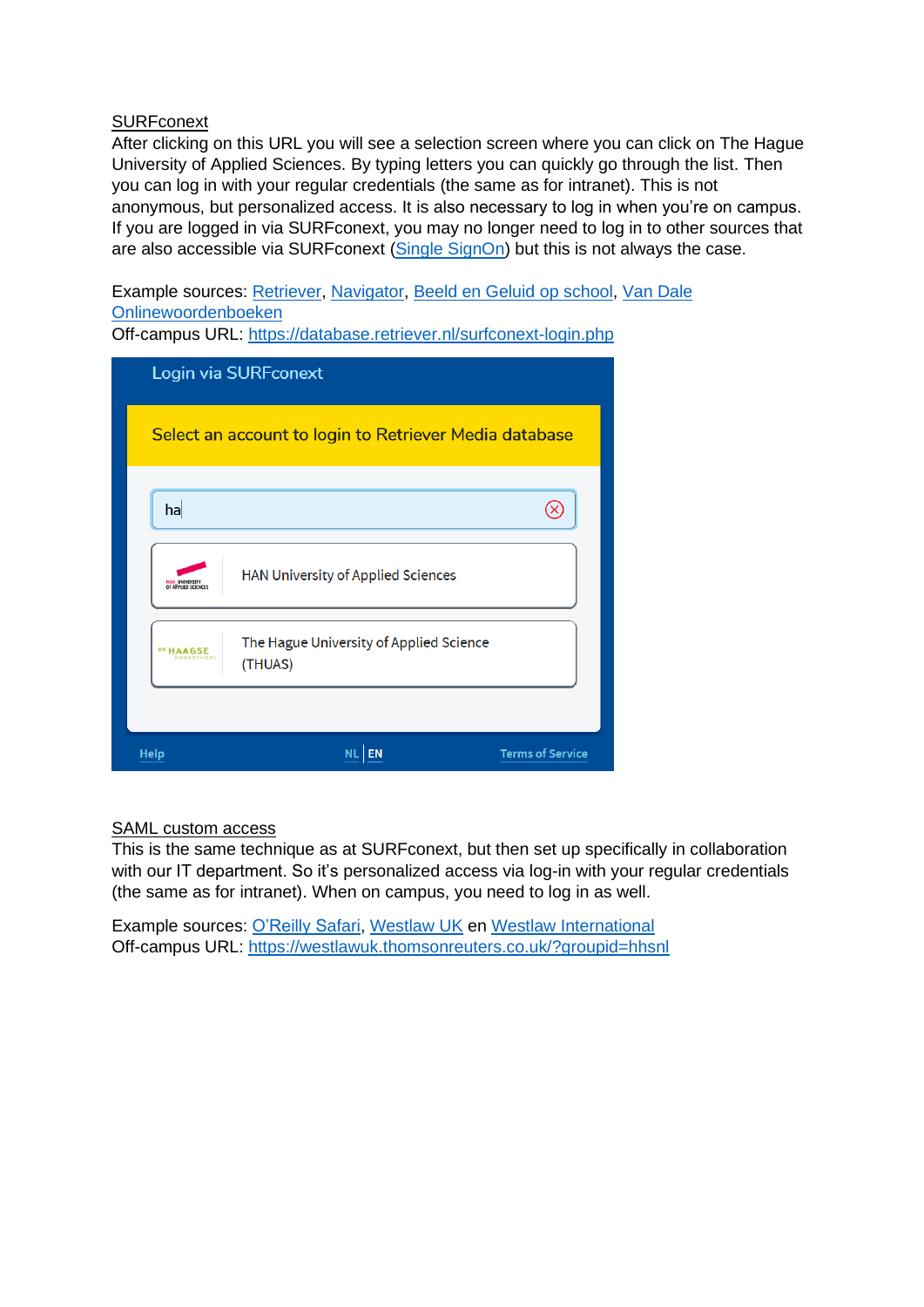SURFconext

After clicking on this URL you will see a selection screen where you can click on The Hague University of Applied Sciences. By typing letters you can quickly go through the list. Then you can log in with your regular credentials (the same as for intranet). This is not anonymous, but personalized access. It is also necessary to log in when you're on campus. If you are logged in via SURFconext, you may no longer need to log in to other sources that are also accessible via SURFconext (Single SignOn) but this is not always the case.

Example sources: Retriever, Navigator, Beeld en Geluid op school, Van Dale Onlinewoordenboeken
Off-campus URL: https://database.retriever.nl/surfconext-login.php

Login via SURFconext

Select an account to login to Retriever Media database

ha

HAN University of Applied Sciences

The Hague University of Applied Science (THUAS)

Help NL | EN Terms of Service

SAML custom access

This is the same technique as at SURFconext, but then set up specifically in collaboration with our IT department. So it's personalized access via log-in with your regular credentials (the same as for intranet). When on campus, you need to log in as well.

Example sources: O'Reilly Safari, Westlaw UK en Westlaw International
Off-campus URL: https://westlawuk.thomsonreuters.co.uk/?groupid=hhsnl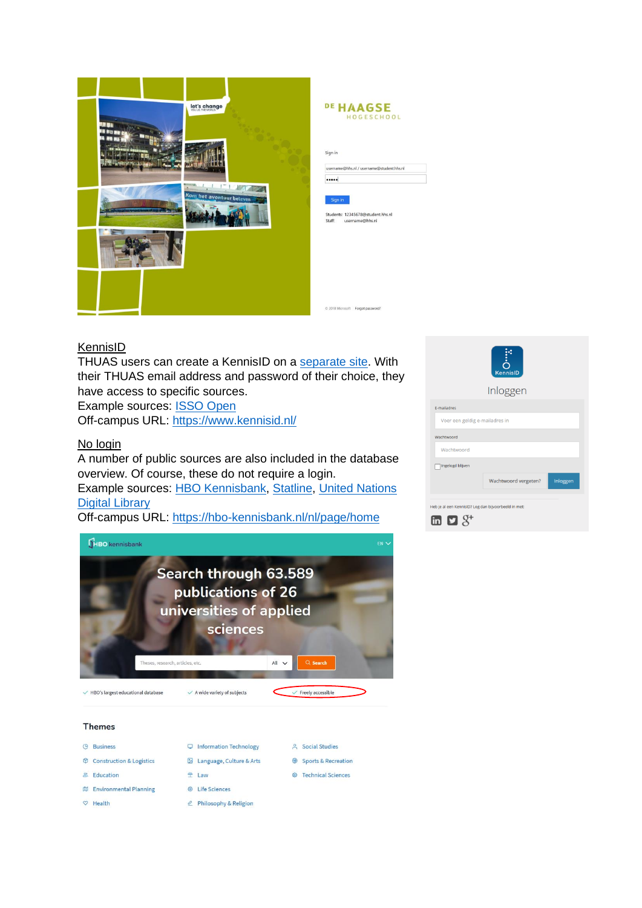KennisID

THUAS users can create a KennisID on a separate site. With their THUAS email address and password of their choice, they have access to specific sources.
Example sources: ISSO Open
Off-campus URL: https://www.kennisid.nl/

No login

A number of public sources are also included in the database overview. Of course, these do not require a login.
Example sources: HBO Kennisbank, Statline, United Nations Digital Library
Off-campus URL: https://hbo-kennisbank.nl/nl/page/home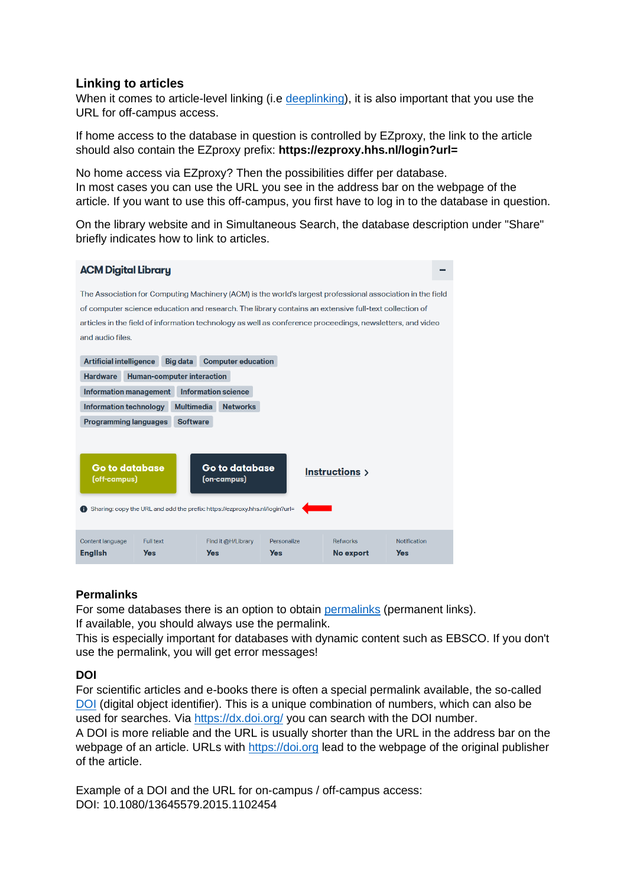## Linking to articles

When it comes to article-level linking (i.e deeplinking), it is also important that you use the URL for off-campus access.

If home access to the database in question is controlled by EZproxy, the link to the article should also contain the EZproxy prefix: **https://ezproxy.hhs.nl/login?url=**

No home access via EZproxy? Then the possibilities differ per database.
In most cases you can use the URL you see in the address bar on the webpage of the article. If you want to use this off-campus, you first have to log in to the database in question.

On the library website and in Simultaneous Search, the database description under "Share" briefly indicates how to link to articles.

**ACM Digital Library**

The Association for Computing Machinery (ACM) is the world's largest professional association in the field of computer science education and research. The library contains an extensive full-text collection of articles in the field of information technology as well as conference proceedings, newsletters, and video and audio files.

Artificial intelligence | Big data | Computer education | Hardware | Human-computer interaction | Information management | Information science | Information technology | Multimedia | Networks | Programming languages | Software

**Go to database** (off-campus) | **Go to database** (on-campus) | **Instructions**

Sharing: copy the URL and add the prefix: https://ezproxy.hhs.nl/login?url=

| Content language | Full text | Find it @H/Library | Personalize | Refworks | Notification |
|---|---|---|---|---|---|
| English | Yes | Yes | Yes | No export | Yes |

### Permalinks

For some databases there is an option to obtain permalinks (permanent links).
If available, you should always use the permalink.
This is especially important for databases with dynamic content such as EBSCO. If you don't use the permalink, you will get error messages!

### DOI

For scientific articles and e-books there is often a special permalink available, the so-called DOI (digital object identifier). This is a unique combination of numbers, which can also be used for searches. Via https://dx.doi.org/ you can search with the DOI number.
A DOI is more reliable and the URL is usually shorter than the URL in the address bar on the webpage of an article. URLs with https://doi.org lead to the webpage of the original publisher of the article.

Example of a DOI and the URL for on-campus / off-campus access:
DOI: 10.1080/13645579.2015.1102454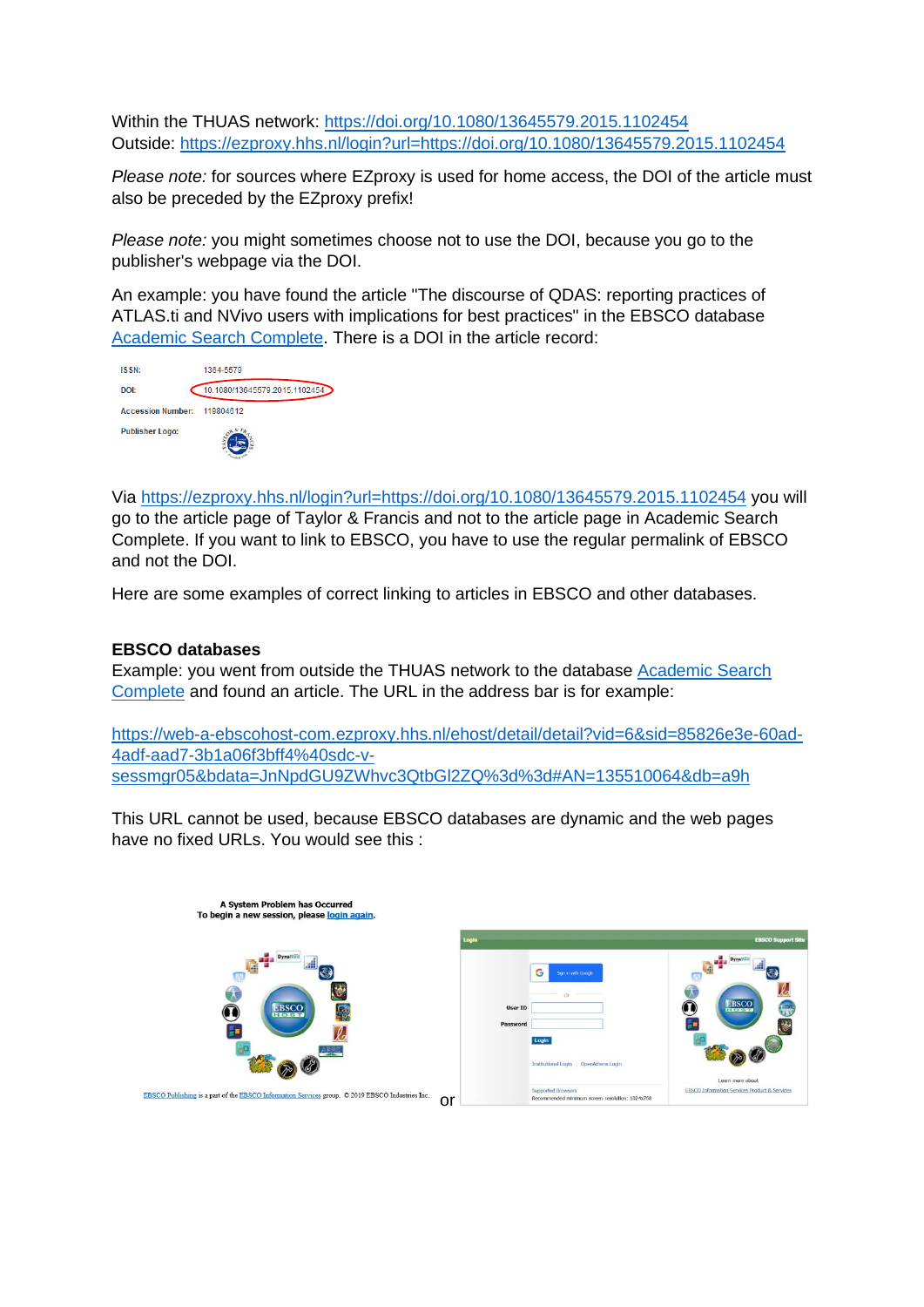Within the THUAS network: [https://doi.org/10.1080/13645579.2015.1102454](https://doi.org/10.1080/13645579.2015.1102454)
Outside: [https://ezproxy.hhs.nl/login?url=https://doi.org/10.1080/13645579.2015.1102454](https://ezproxy.hhs.nl/login?url=https://doi.org/10.1080/13645579.2015.1102454)

*Please note:* for sources where EZproxy is used for home access, the DOI of the article must also be preceded by the EZproxy prefix!

*Please note:* you might sometimes choose not to use the DOI, because you go to the publisher's webpage via the DOI.

An example: you have found the article "The discourse of QDAS: reporting practices of ATLAS.ti and NVivo users with implications for best practices" in the EBSCO database Academic Search Complete. There is a DOI in the article record:

ISSN: 1364-5579
DOI: 10.1080/13645579.2015.1102454
Accession Number: 119804612
Publisher Logo:

Via [https://ezproxy.hhs.nl/login?url=https://doi.org/10.1080/13645579.2015.1102454](https://ezproxy.hhs.nl/login?url=https://doi.org/10.1080/13645579.2015.1102454) you will go to the article page of Taylor & Francis and not to the article page in Academic Search Complete. If you want to link to EBSCO, you have to use the regular permalink of EBSCO and not the DOI.

Here are some examples of correct linking to articles in EBSCO and other databases.

## EBSCO databases

Example: you went from outside the THUAS network to the database Academic Search Complete and found an article. The URL in the address bar is for example:

https://web-a-ebscohost-com.ezproxy.hhs.nl/ehost/detail/detail?vid=6&sid=85826e3e-60ad-4adf-aad7-3b1a06f3bff4%40sdc-v-sessmgr05&bdata=JnNpdGU9ZWhvc3QtbGl2ZQ%3d%3d#AN=135510064&db=a9h

This URL cannot be used, because EBSCO databases are dynamic and the web pages have no fixed URLs. You would see this :

A System Problem has Occurred
To begin a new session, please login again.

EBSCO Publishing is a part of the EBSCO Information Services group. © 2019 EBSCO Industries Inc.

or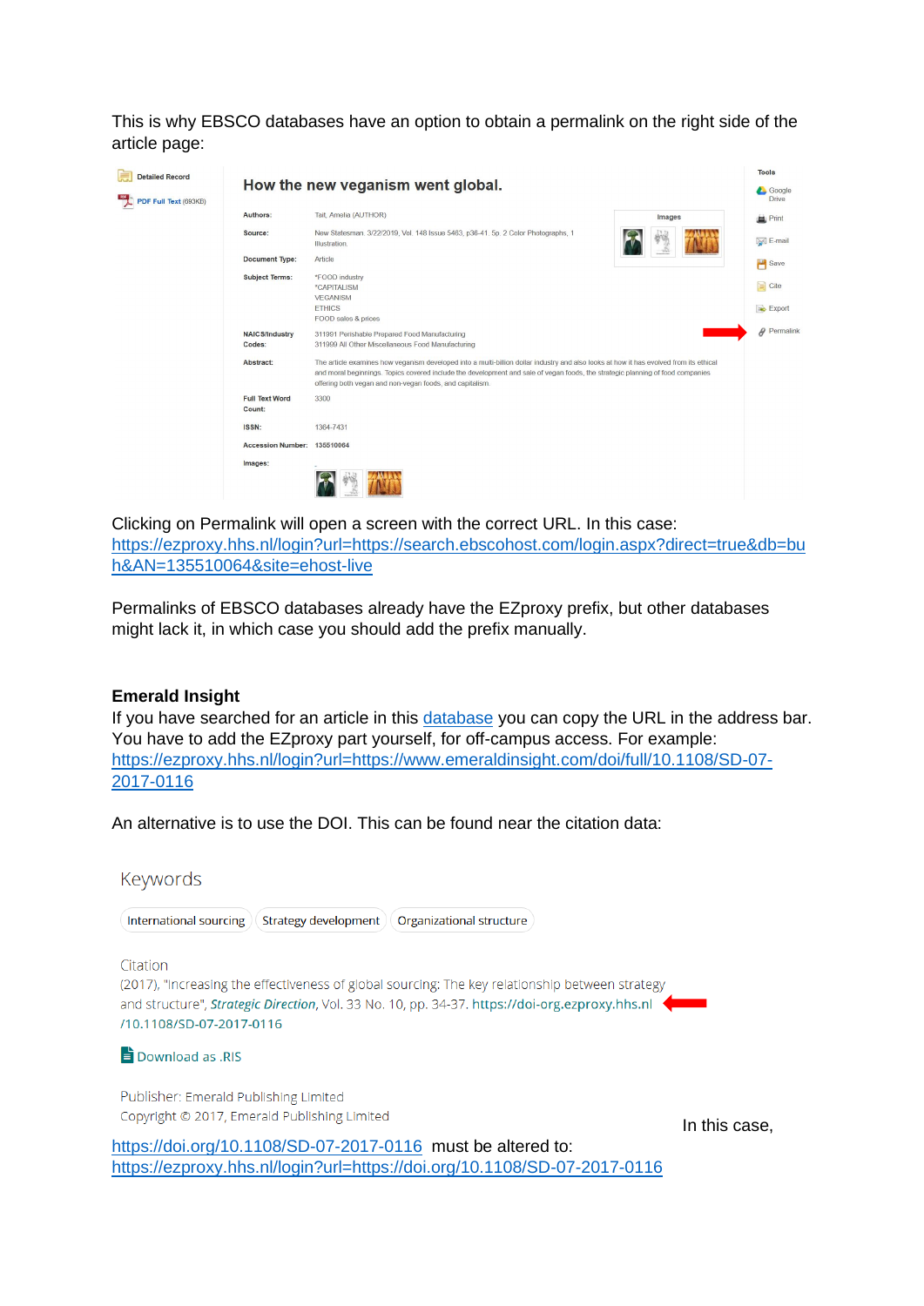This is why EBSCO databases have an option to obtain a permalink on the right side of the article page:

Detailed Record

PDF Full Text (693KB)

**How the new veganism went global.**

| | |
|---|---|
| **Authors:** | Tait, Amelia (AUTHOR) |
| **Source:** | New Statesman. 3/22/2019, Vol. 148 Issue 5463, p36-41. 5p. 2 Color Photographs, 1 Illustration. |
| **Document Type:** | Article |
| **Subject Terms:** | *FOOD industry<br>*CAPITALISM<br>VEGANISM<br>ETHICS<br>FOOD sales & prices |
| **NAICS/Industry Codes:** | 311991 Perishable Prepared Food Manufacturing<br>311999 All Other Miscellaneous Food Manufacturing |
| **Abstract:** | The article examines how veganism developed into a multi-billion dollar industry and also looks at how it has evolved from its ethical and moral beginnings. Topics covered include the development and sale of vegan foods, the strategic planning of food companies offering both vegan and non-vegan foods, and capitalism. |
| **Full Text Word Count:** | 3300 |
| **ISSN:** | 1364-7431 |
| **Accession Number:** | 135510064 |
| **Images:** | |

Tools: Google Drive, Print, E-mail, Save, Cite, Export, Permalink

Clicking on Permalink will open a screen with the correct URL. In this case:
[https://ezproxy.hhs.nl/login?url=https://search.ebscohost.com/login.aspx?direct=true&db=buh&AN=135510064&site=ehost-live](https://ezproxy.hhs.nl/login?url=https://search.ebscohost.com/login.aspx?direct=true&db=buh&AN=135510064&site=ehost-live)

Permalinks of EBSCO databases already have the EZproxy prefix, but other databases might lack it, in which case you should add the prefix manually.

**Emerald Insight**

If you have searched for an article in this database you can copy the URL in the address bar. You have to add the EZproxy part yourself, for off-campus access. For example:
[https://ezproxy.hhs.nl/login?url=https://www.emeraldinsight.com/doi/full/10.1108/SD-07-2017-0116](https://ezproxy.hhs.nl/login?url=https://www.emeraldinsight.com/doi/full/10.1108/SD-07-2017-0116)

An alternative is to use the DOI. This can be found near the citation data:

Keywords

International sourcing | Strategy development | Organizational structure

Citation

(2017), "Increasing the effectiveness of global sourcing: The key relationship between strategy and structure", *Strategic Direction*, Vol. 33 No. 10, pp. 34-37. https://doi-org.ezproxy.hhs.nl/10.1108/SD-07-2017-0116

Download as .RIS

Publisher: Emerald Publishing Limited
Copyright © 2017, Emerald Publishing Limited

In this case, [https://doi.org/10.1108/SD-07-2017-0116](https://doi.org/10.1108/SD-07-2017-0116) must be altered to:
[https://ezproxy.hhs.nl/login?url=https://doi.org/10.1108/SD-07-2017-0116](https://ezproxy.hhs.nl/login?url=https://doi.org/10.1108/SD-07-2017-0116)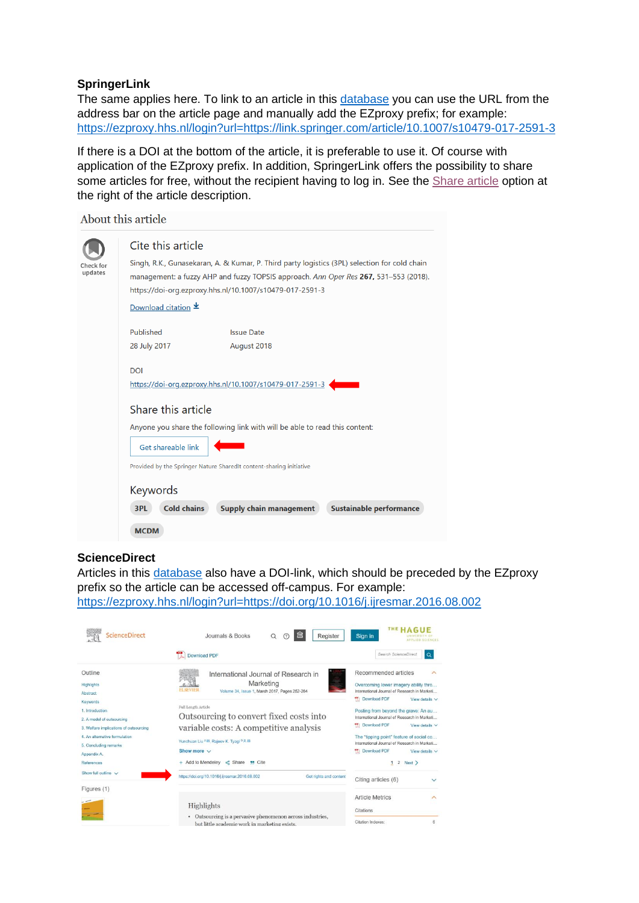### SpringerLink

The same applies here. To link to an article in this database you can use the URL from the address bar on the article page and manually add the EZproxy prefix; for example: https://ezproxy.hhs.nl/login?url=https://link.springer.com/article/10.1007/s10479-017-2591-3

If there is a DOI at the bottom of the article, it is preferable to use it. Of course with application of the EZproxy prefix. In addition, SpringerLink offers the possibility to share some articles for free, without the recipient having to log in. See the Share article option at the right of the article description.

### ScienceDirect

Articles in this database also have a DOI-link, which should be preceded by the EZproxy prefix so the article can be accessed off-campus. For example: https://ezproxy.hhs.nl/login?url=https://doi.org/10.1016/j.ijresmar.2016.08.002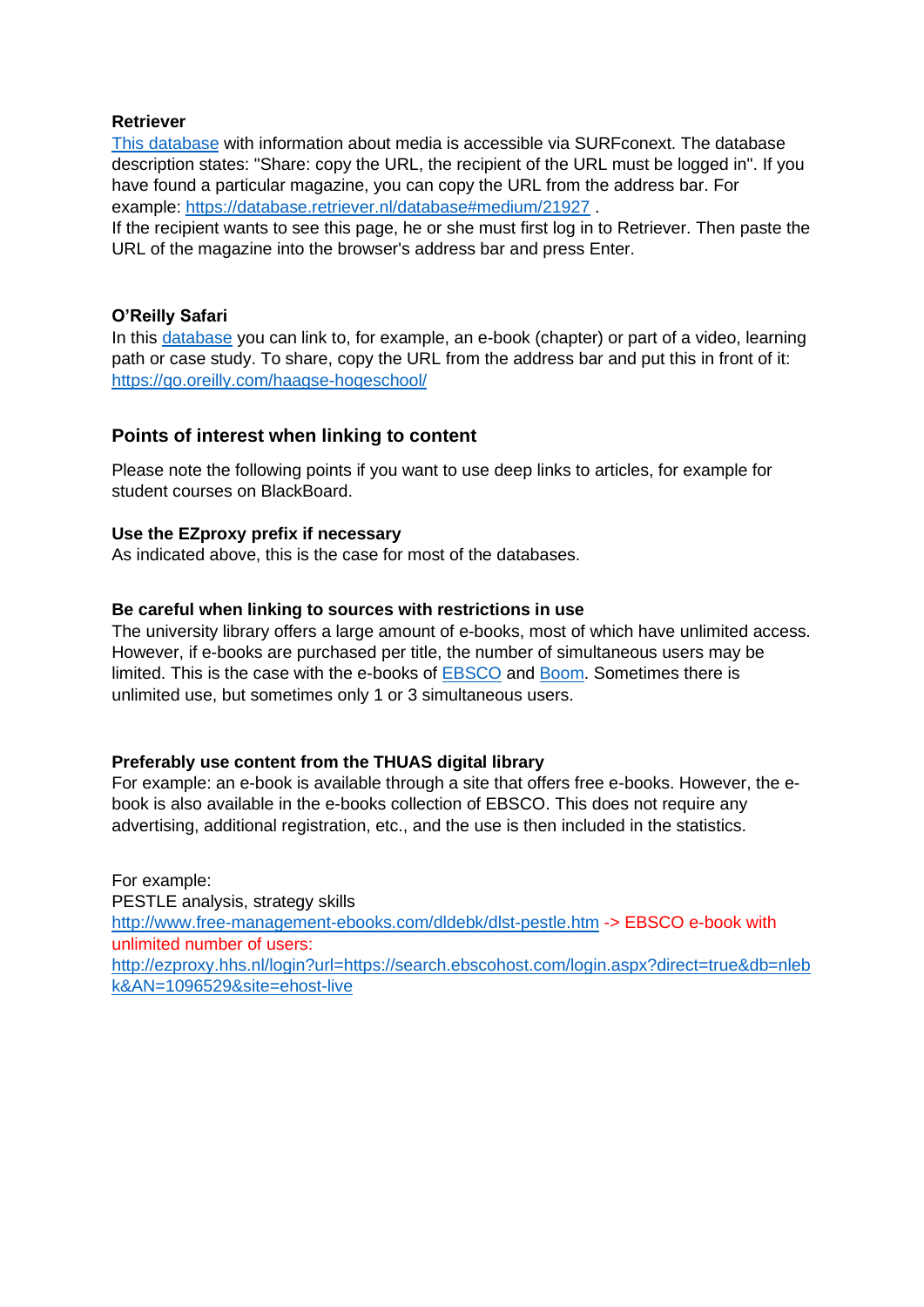**Retriever**

[This database](This database) with information about media is accessible via SURFconext. The database description states: "Share: copy the URL, the recipient of the URL must be logged in". If you have found a particular magazine, you can copy the URL from the address bar. For example: https://database.retriever.nl/database#medium/21927 .

If the recipient wants to see this page, he or she must first log in to Retriever. Then paste the URL of the magazine into the browser's address bar and press Enter.

**O'Reilly Safari**

In this database you can link to, for example, an e-book (chapter) or part of a video, learning path or case study. To share, copy the URL from the address bar and put this in front of it: https://go.oreilly.com/haagse-hogeschool/

## Points of interest when linking to content

Please note the following points if you want to use deep links to articles, for example for student courses on BlackBoard.

**Use the EZproxy prefix if necessary**

As indicated above, this is the case for most of the databases.

**Be careful when linking to sources with restrictions in use**

The university library offers a large amount of e-books, most of which have unlimited access. However, if e-books are purchased per title, the number of simultaneous users may be limited. This is the case with the e-books of EBSCO and Boom. Sometimes there is unlimited use, but sometimes only 1 or 3 simultaneous users.

**Preferably use content from the THUAS digital library**

For example: an e-book is available through a site that offers free e-books. However, the e-book is also available in the e-books collection of EBSCO. This does not require any advertising, additional registration, etc., and the use is then included in the statistics.

For example:

PESTLE analysis, strategy skills

http://www.free-management-ebooks.com/dldebk/dlst-pestle.htm -> EBSCO e-book with unlimited number of users:

http://ezproxy.hhs.nl/login?url=https://search.ebscohost.com/login.aspx?direct=true&db=nlebk&AN=1096529&site=ehost-live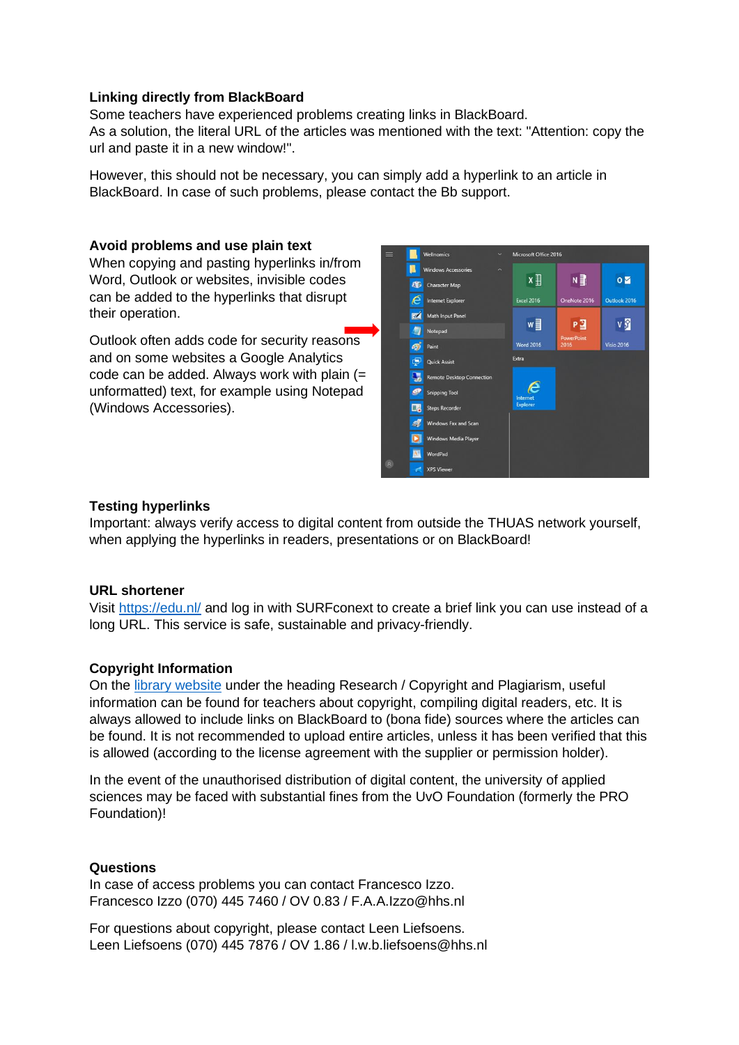**Linking directly from BlackBoard**
Some teachers have experienced problems creating links in BlackBoard.
As a solution, the literal URL of the articles was mentioned with the text: "Attention: copy the url and paste it in a new window!".

However, this should not be necessary, you can simply add a hyperlink to an article in BlackBoard. In case of such problems, please contact the Bb support.

**Avoid problems and use plain text**
When copying and pasting hyperlinks in/from Word, Outlook or websites, invisible codes can be added to the hyperlinks that disrupt their operation.

Outlook often adds code for security reasons and on some websites a Google Analytics code can be added. Always work with plain (= unformatted) text, for example using Notepad (Windows Accessories).

**Testing hyperlinks**
Important: always verify access to digital content from outside the THUAS network yourself, when applying the hyperlinks in readers, presentations or on BlackBoard!

**URL shortener**
Visit https://edu.nl/ and log in with SURFconext to create a brief link you can use instead of a long URL. This service is safe, sustainable and privacy-friendly.

**Copyright Information**
On the library website under the heading Research / Copyright and Plagiarism, useful information can be found for teachers about copyright, compiling digital readers, etc. It is always allowed to include links on BlackBoard to (bona fide) sources where the articles can be found. It is not recommended to upload entire articles, unless it has been verified that this is allowed (according to the license agreement with the supplier or permission holder).

In the event of the unauthorised distribution of digital content, the university of applied sciences may be faced with substantial fines from the UvO Foundation (formerly the PRO Foundation)!

**Questions**
In case of access problems you can contact Francesco Izzo.
Francesco Izzo (070) 445 7460 / OV 0.83 / F.A.A.Izzo@hhs.nl

For questions about copyright, please contact Leen Liefsoens.
Leen Liefsoens (070) 445 7876 / OV 1.86 / l.w.b.liefsoens@hhs.nl